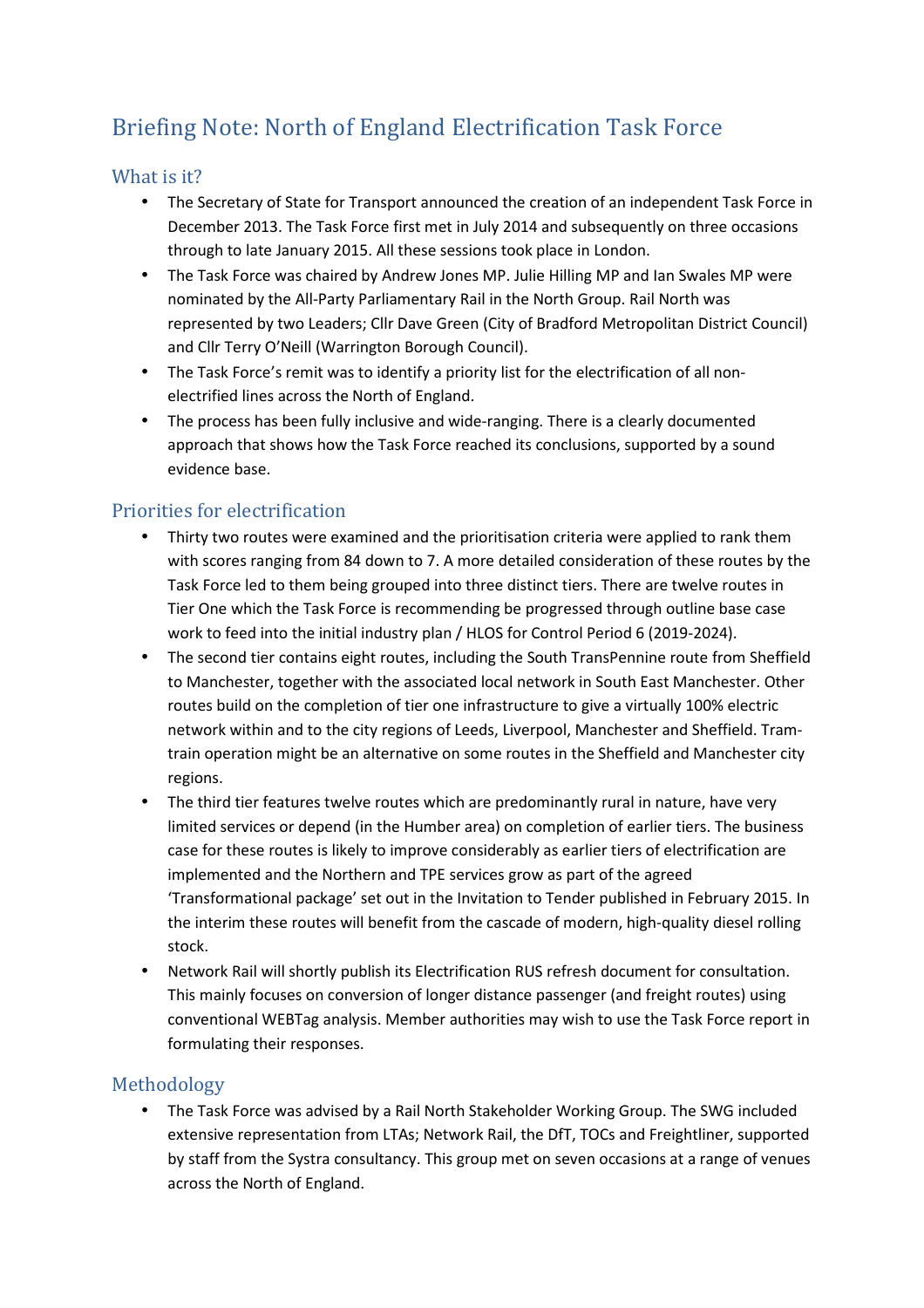# Briefing Note: North of England Electrification Task Force

## What is it?

- The Secretary of State for Transport announced the creation of an independent Task Force in December 2013. The Task Force first met in July 2014 and subsequently on three occasions through to late January 2015. All these sessions took place in London.
- The Task Force was chaired by Andrew Jones MP. Julie Hilling MP and Ian Swales MP were nominated by the All-Party Parliamentary Rail in the North Group. Rail North was represented by two Leaders; Cllr Dave Green (City of Bradford Metropolitan District Council) and Cllr Terry O'Neill (Warrington Borough Council).
- The Task Force's remit was to identify a priority list for the electrification of all non-electrified lines across the North of England.
- The process has been fully inclusive and wide-ranging. There is a clearly documented approach that shows how the Task Force reached its conclusions, supported by a sound evidence base.

## Priorities for electrification

- Thirty two routes were examined and the prioritisation criteria were applied to rank them with scores ranging from 84 down to 7. A more detailed consideration of these routes by the Task Force led to them being grouped into three distinct tiers. There are twelve routes in Tier One which the Task Force is recommending be progressed through outline base case work to feed into the initial industry plan / HLOS for Control Period 6 (2019-2024).
- The second tier contains eight routes, including the South TransPennine route from Sheffield to Manchester, together with the associated local network in South East Manchester. Other routes build on the completion of tier one infrastructure to give a virtually 100% electric network within and to the city regions of Leeds, Liverpool, Manchester and Sheffield. Tram-train operation might be an alternative on some routes in the Sheffield and Manchester city regions.
- The third tier features twelve routes which are predominantly rural in nature, have very limited services or depend (in the Humber area) on completion of earlier tiers. The business case for these routes is likely to improve considerably as earlier tiers of electrification are implemented and the Northern and TPE services grow as part of the agreed 'Transformational package' set out in the Invitation to Tender published in February 2015. In the interim these routes will benefit from the cascade of modern, high-quality diesel rolling stock.
- Network Rail will shortly publish its Electrification RUS refresh document for consultation. This mainly focuses on conversion of longer distance passenger (and freight routes) using conventional WEBTag analysis. Member authorities may wish to use the Task Force report in formulating their responses.

## Methodology

- The Task Force was advised by a Rail North Stakeholder Working Group. The SWG included extensive representation from LTAs; Network Rail, the DfT, TOCs and Freightliner, supported by staff from the Systra consultancy. This group met on seven occasions at a range of venues across the North of England.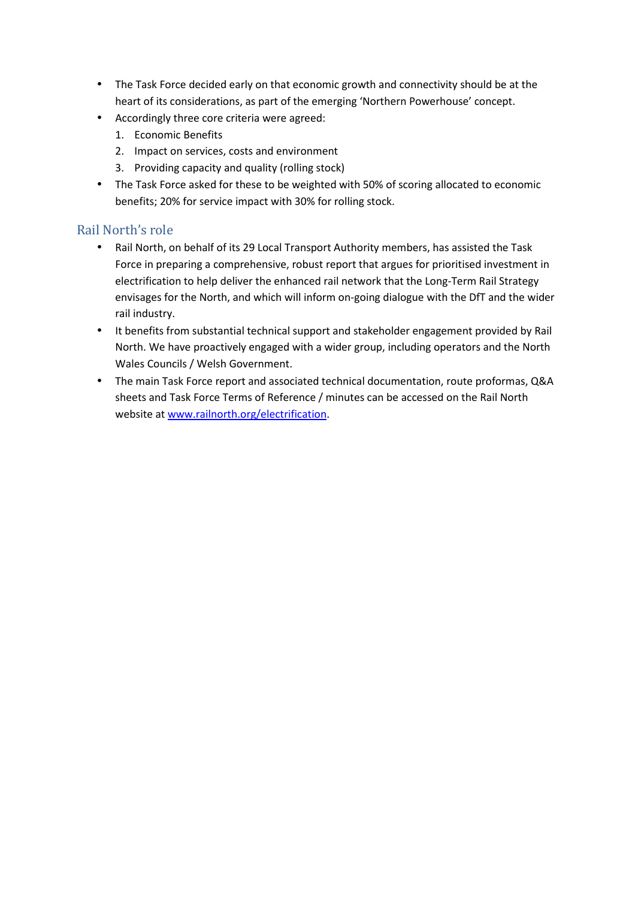- The Task Force decided early on that economic growth and connectivity should be at the heart of its considerations, as part of the emerging 'Northern Powerhouse' concept.
- Accordingly three core criteria were agreed:
  1. Economic Benefits
  2. Impact on services, costs and environment
  3. Providing capacity and quality (rolling stock)
- The Task Force asked for these to be weighted with 50% of scoring allocated to economic benefits; 20% for service impact with 30% for rolling stock.

## Rail North's role

- Rail North, on behalf of its 29 Local Transport Authority members, has assisted the Task Force in preparing a comprehensive, robust report that argues for prioritised investment in electrification to help deliver the enhanced rail network that the Long-Term Rail Strategy envisages for the North, and which will inform on-going dialogue with the DfT and the wider rail industry.
- It benefits from substantial technical support and stakeholder engagement provided by Rail North. We have proactively engaged with a wider group, including operators and the North Wales Councils / Welsh Government.
- The main Task Force report and associated technical documentation, route proformas, Q&A sheets and Task Force Terms of Reference / minutes can be accessed on the Rail North website at [www.railnorth.org/electrification](www.railnorth.org/electrification).